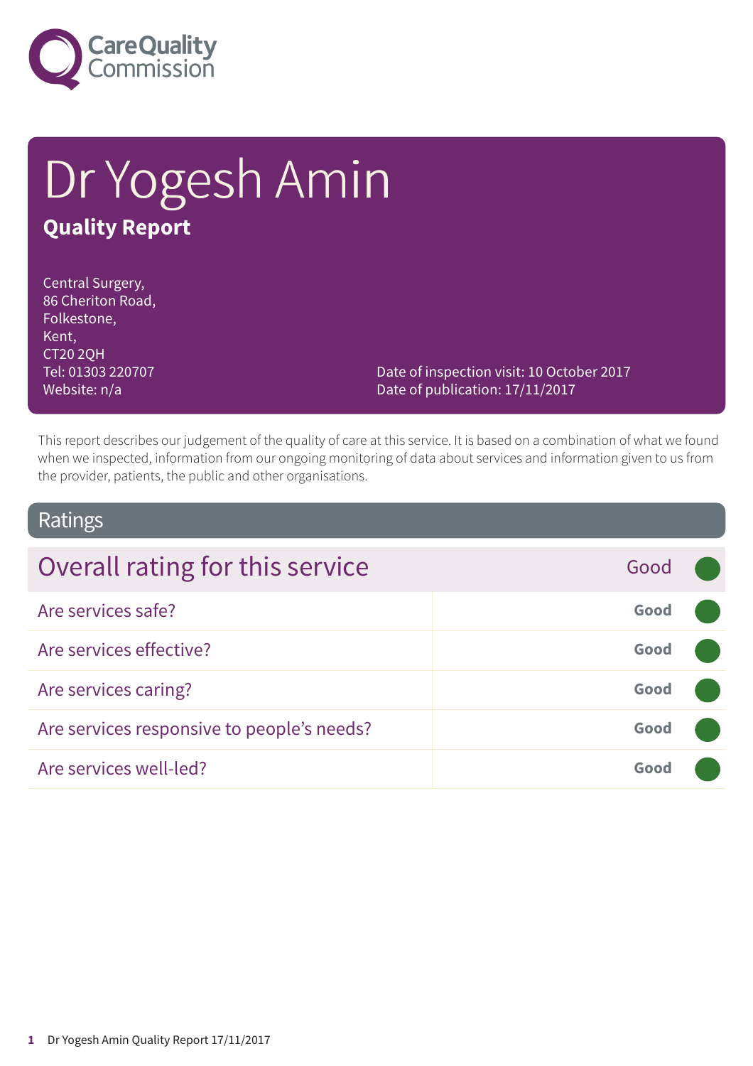# Dr Yogesh Amin

## Quality Report

Central Surgery,
86 Cheriton Road,
Folkestone,
Kent,
CT20 2QH
Tel: 01303 220707
Website: n/a

Date of inspection visit: 10 October 2017
Date of publication: 17/11/2017

This report describes our judgement of the quality of care at this service. It is based on a combination of what we found when we inspected, information from our ongoing monitoring of data about services and information given to us from the provider, patients, the public and other organisations.

## Ratings

| Overall rating for this service | Good |
|---|---|
| Are services safe? | Good |
| Are services effective? | Good |
| Are services caring? | Good |
| Are services responsive to people's needs? | Good |
| Are services well-led? | Good |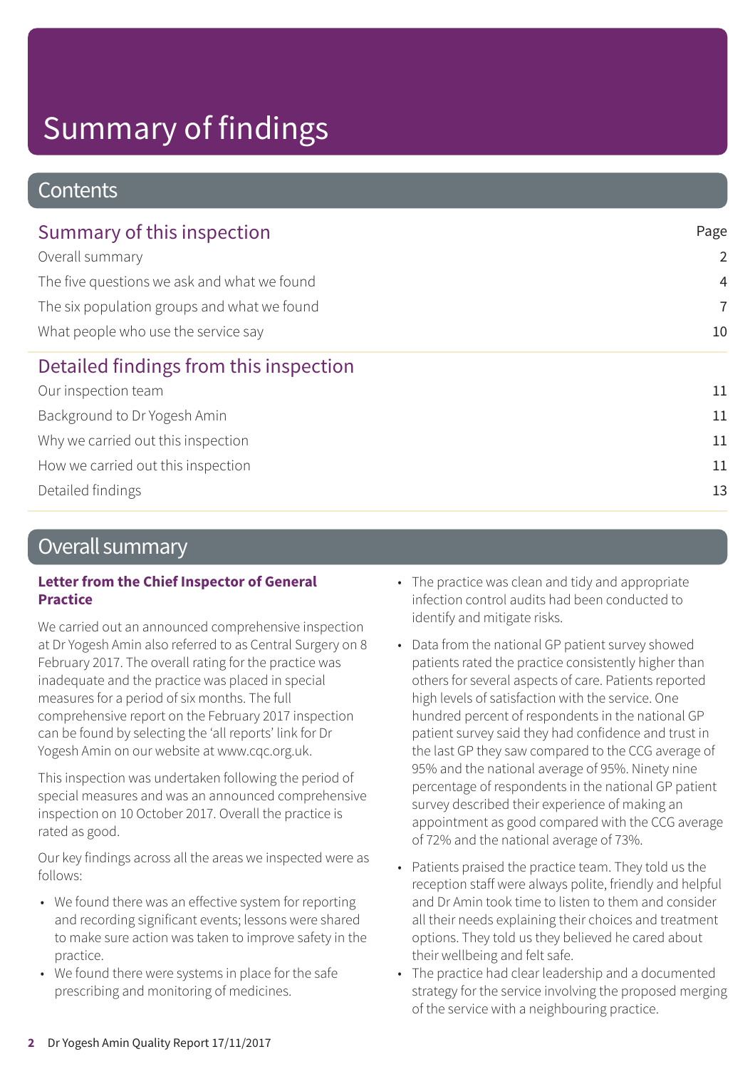# Summary of findings

## Contents

| Summary of this inspection | Page |
|---|---|
| Overall summary | 2 |
| The five questions we ask and what we found | 4 |
| The six population groups and what we found | 7 |
| What people who use the service say | 10 |

| Detailed findings from this inspection | |
|---|---|
| Our inspection team | 11 |
| Background to Dr Yogesh Amin | 11 |
| Why we carried out this inspection | 11 |
| How we carried out this inspection | 11 |
| Detailed findings | 13 |

## Overall summary

**Letter from the Chief Inspector of General Practice**

We carried out an announced comprehensive inspection at Dr Yogesh Amin also referred to as Central Surgery on 8 February 2017. The overall rating for the practice was inadequate and the practice was placed in special measures for a period of six months. The full comprehensive report on the February 2017 inspection can be found by selecting the 'all reports' link for Dr Yogesh Amin on our website at www.cqc.org.uk.

This inspection was undertaken following the period of special measures and was an announced comprehensive inspection on 10 October 2017. Overall the practice is rated as good.

Our key findings across all the areas we inspected were as follows:

- We found there was an effective system for reporting and recording significant events; lessons were shared to make sure action was taken to improve safety in the practice.
- We found there were systems in place for the safe prescribing and monitoring of medicines.
- The practice was clean and tidy and appropriate infection control audits had been conducted to identify and mitigate risks.
- Data from the national GP patient survey showed patients rated the practice consistently higher than others for several aspects of care. Patients reported high levels of satisfaction with the service. One hundred percent of respondents in the national GP patient survey said they had confidence and trust in the last GP they saw compared to the CCG average of 95% and the national average of 95%. Ninety nine percentage of respondents in the national GP patient survey described their experience of making an appointment as good compared with the CCG average of 72% and the national average of 73%.
- Patients praised the practice team. They told us the reception staff were always polite, friendly and helpful and Dr Amin took time to listen to them and consider all their needs explaining their choices and treatment options. They told us they believed he cared about their wellbeing and felt safe.
- The practice had clear leadership and a documented strategy for the service involving the proposed merging of the service with a neighbouring practice.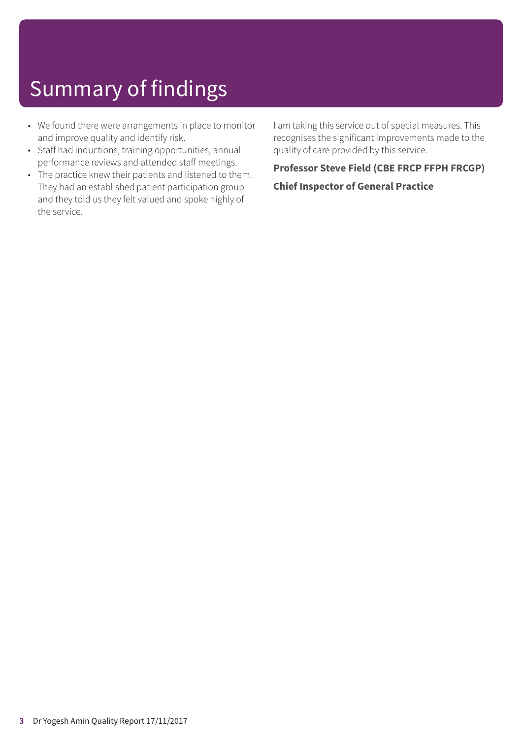# Summary of findings

- We found there were arrangements in place to monitor and improve quality and identify risk.
- Staff had inductions, training opportunities, annual performance reviews and attended staff meetings.
- The practice knew their patients and listened to them. They had an established patient participation group and they told us they felt valued and spoke highly of the service.

I am taking this service out of special measures. This recognises the significant improvements made to the quality of care provided by this service.

**Professor Steve Field (CBE FRCP FFPH FRCGP)**

**Chief Inspector of General Practice**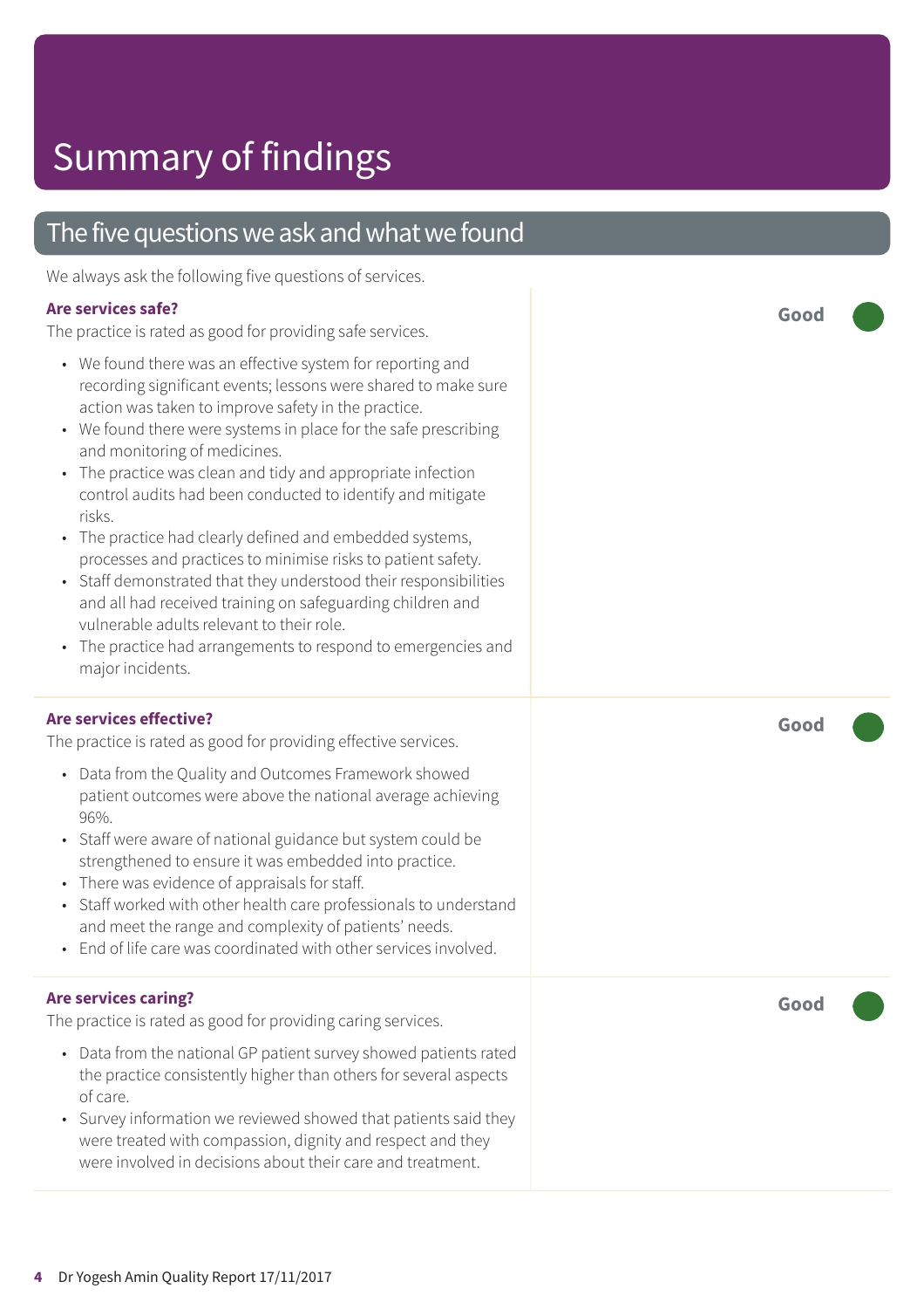# Summary of findings

## The five questions we ask and what we found

We always ask the following five questions of services.

### Are services safe?

**Good**

The practice is rated as good for providing safe services.

- We found there was an effective system for reporting and recording significant events; lessons were shared to make sure action was taken to improve safety in the practice.
- We found there were systems in place for the safe prescribing and monitoring of medicines.
- The practice was clean and tidy and appropriate infection control audits had been conducted to identify and mitigate risks.
- The practice had clearly defined and embedded systems, processes and practices to minimise risks to patient safety.
- Staff demonstrated that they understood their responsibilities and all had received training on safeguarding children and vulnerable adults relevant to their role.
- The practice had arrangements to respond to emergencies and major incidents.

### Are services effective?

**Good**

The practice is rated as good for providing effective services.

- Data from the Quality and Outcomes Framework showed patient outcomes were above the national average achieving 96%.
- Staff were aware of national guidance but system could be strengthened to ensure it was embedded into practice.
- There was evidence of appraisals for staff.
- Staff worked with other health care professionals to understand and meet the range and complexity of patients' needs.
- End of life care was coordinated with other services involved.

### Are services caring?

**Good**

The practice is rated as good for providing caring services.

- Data from the national GP patient survey showed patients rated the practice consistently higher than others for several aspects of care.
- Survey information we reviewed showed that patients said they were treated with compassion, dignity and respect and they were involved in decisions about their care and treatment.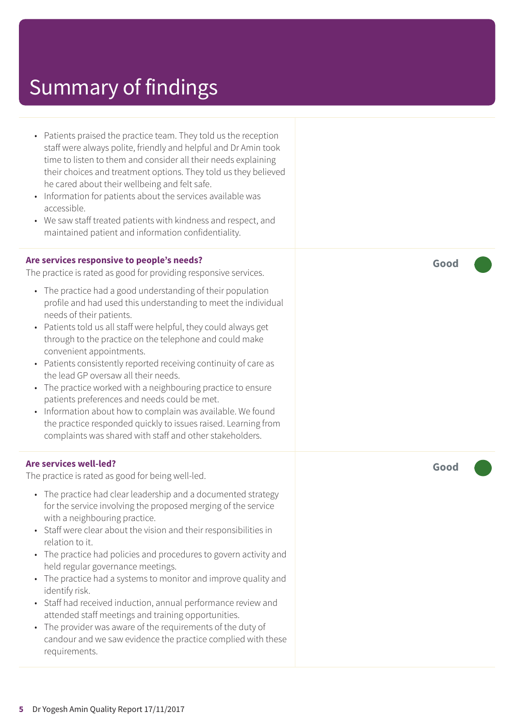# Summary of findings

- Patients praised the practice team. They told us the reception staff were always polite, friendly and helpful and Dr Amin took time to listen to them and consider all their needs explaining their choices and treatment options. They told us they believed he cared about their wellbeing and felt safe.
- Information for patients about the services available was accessible.
- We saw staff treated patients with kindness and respect, and maintained patient and information confidentiality.

**Are services responsive to people's needs?** — **Good**

The practice is rated as good for providing responsive services.

- The practice had a good understanding of their population profile and had used this understanding to meet the individual needs of their patients.
- Patients told us all staff were helpful, they could always get through to the practice on the telephone and could make convenient appointments.
- Patients consistently reported receiving continuity of care as the lead GP oversaw all their needs.
- The practice worked with a neighbouring practice to ensure patients preferences and needs could be met.
- Information about how to complain was available. We found the practice responded quickly to issues raised. Learning from complaints was shared with staff and other stakeholders.

**Are services well-led?** — **Good**

The practice is rated as good for being well-led.

- The practice had clear leadership and a documented strategy for the service involving the proposed merging of the service with a neighbouring practice.
- Staff were clear about the vision and their responsibilities in relation to it.
- The practice had policies and procedures to govern activity and held regular governance meetings.
- The practice had a systems to monitor and improve quality and identify risk.
- Staff had received induction, annual performance review and attended staff meetings and training opportunities.
- The provider was aware of the requirements of the duty of candour and we saw evidence the practice complied with these requirements.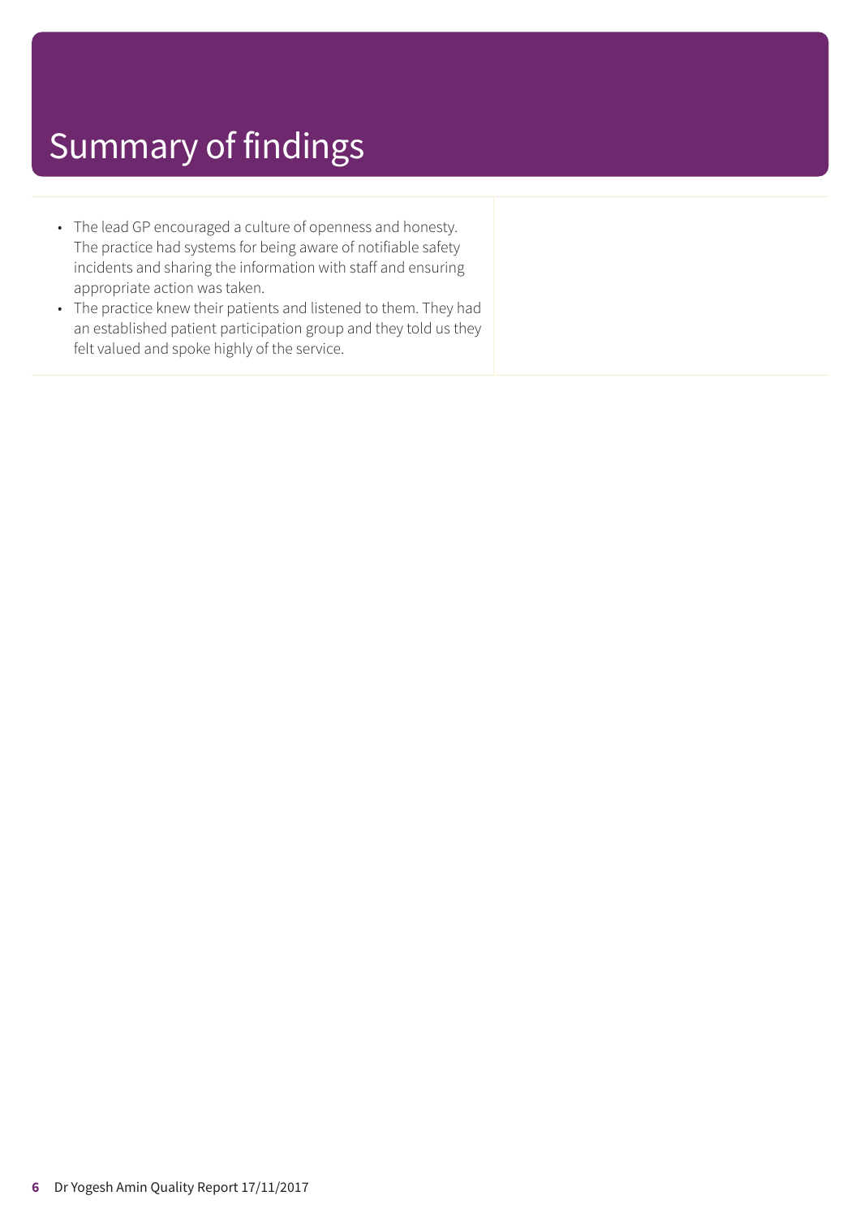# Summary of findings

- The lead GP encouraged a culture of openness and honesty. The practice had systems for being aware of notifiable safety incidents and sharing the information with staff and ensuring appropriate action was taken.
- The practice knew their patients and listened to them. They had an established patient participation group and they told us they felt valued and spoke highly of the service.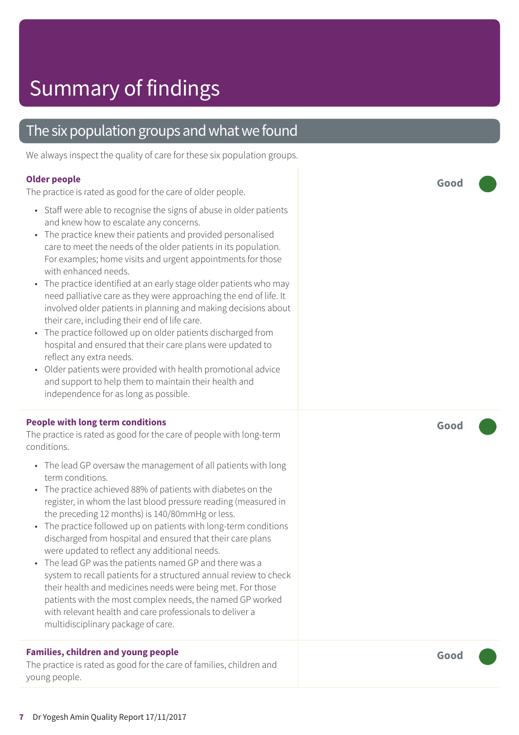# Summary of findings

## The six population groups and what we found

We always inspect the quality of care for these six population groups.

### Older people

**Good**

The practice is rated as good for the care of older people.

- Staff were able to recognise the signs of abuse in older patients and knew how to escalate any concerns.
- The practice knew their patients and provided personalised care to meet the needs of the older patients in its population. For examples; home visits and urgent appointments for those with enhanced needs.
- The practice identified at an early stage older patients who may need palliative care as they were approaching the end of life. It involved older patients in planning and making decisions about their care, including their end of life care.
- The practice followed up on older patients discharged from hospital and ensured that their care plans were updated to reflect any extra needs.
- Older patients were provided with health promotional advice and support to help them to maintain their health and independence for as long as possible.

### People with long term conditions

**Good**

The practice is rated as good for the care of people with long-term conditions.

- The lead GP oversaw the management of all patients with long term conditions.
- The practice achieved 88% of patients with diabetes on the register, in whom the last blood pressure reading (measured in the preceding 12 months) is 140/80mmHg or less.
- The practice followed up on patients with long-term conditions discharged from hospital and ensured that their care plans were updated to reflect any additional needs.
- The lead GP was the patients named GP and there was a system to recall patients for a structured annual review to check their health and medicines needs were being met. For those patients with the most complex needs, the named GP worked with relevant health and care professionals to deliver a multidisciplinary package of care.

### Families, children and young people

**Good**

The practice is rated as good for the care of families, children and young people.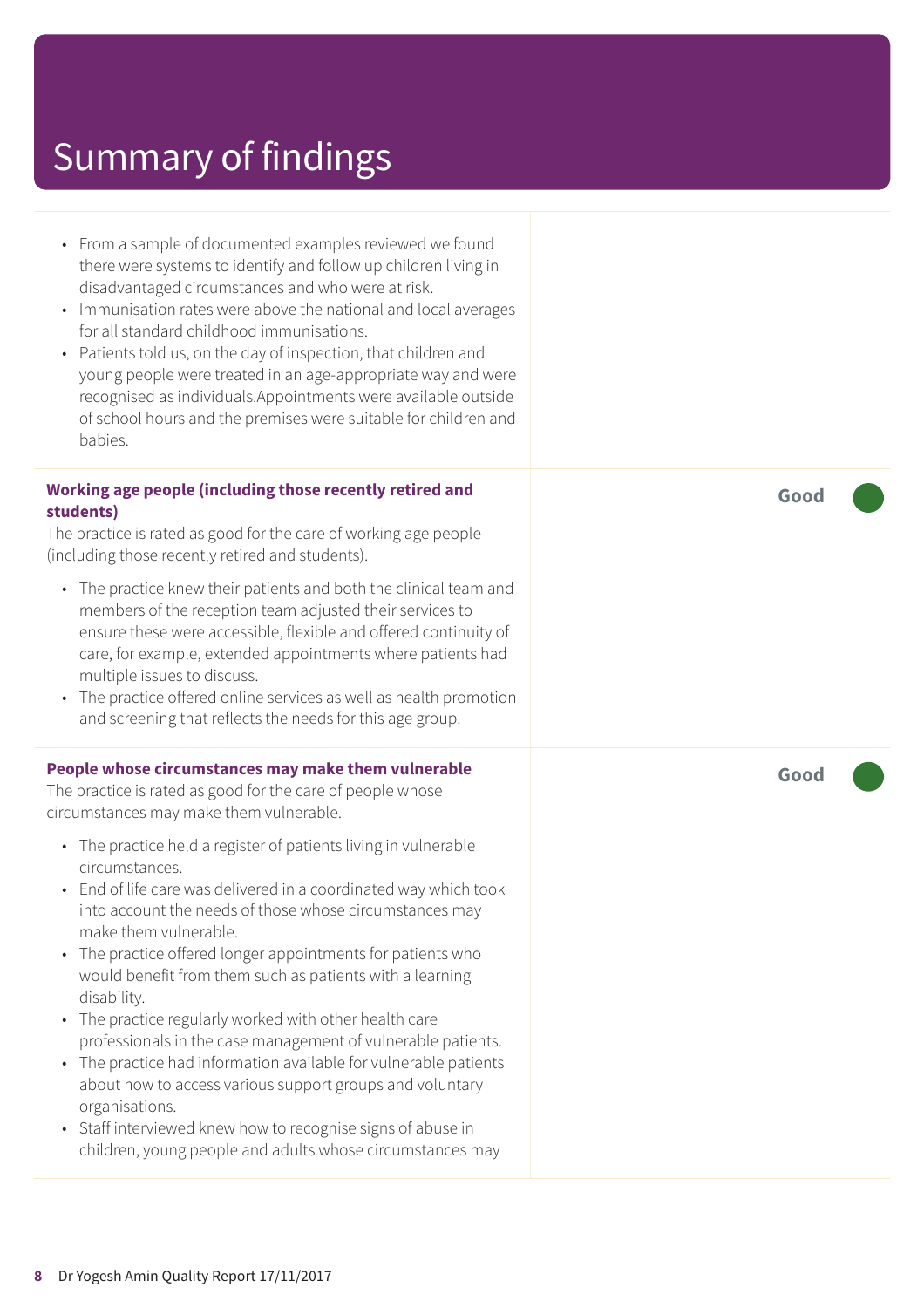# Summary of findings

- From a sample of documented examples reviewed we found there were systems to identify and follow up children living in disadvantaged circumstances and who were at risk.
- Immunisation rates were above the national and local averages for all standard childhood immunisations.
- Patients told us, on the day of inspection, that children and young people were treated in an age-appropriate way and were recognised as individuals.Appointments were available outside of school hours and the premises were suitable for children and babies.

**Working age people (including those recently retired and students)** — **Good**

The practice is rated as good for the care of working age people (including those recently retired and students).

- The practice knew their patients and both the clinical team and members of the reception team adjusted their services to ensure these were accessible, flexible and offered continuity of care, for example, extended appointments where patients had multiple issues to discuss.
- The practice offered online services as well as health promotion and screening that reflects the needs for this age group.

**People whose circumstances may make them vulnerable** — **Good**

The practice is rated as good for the care of people whose circumstances may make them vulnerable.

- The practice held a register of patients living in vulnerable circumstances.
- End of life care was delivered in a coordinated way which took into account the needs of those whose circumstances may make them vulnerable.
- The practice offered longer appointments for patients who would benefit from them such as patients with a learning disability.
- The practice regularly worked with other health care professionals in the case management of vulnerable patients.
- The practice had information available for vulnerable patients about how to access various support groups and voluntary organisations.
- Staff interviewed knew how to recognise signs of abuse in children, young people and adults whose circumstances may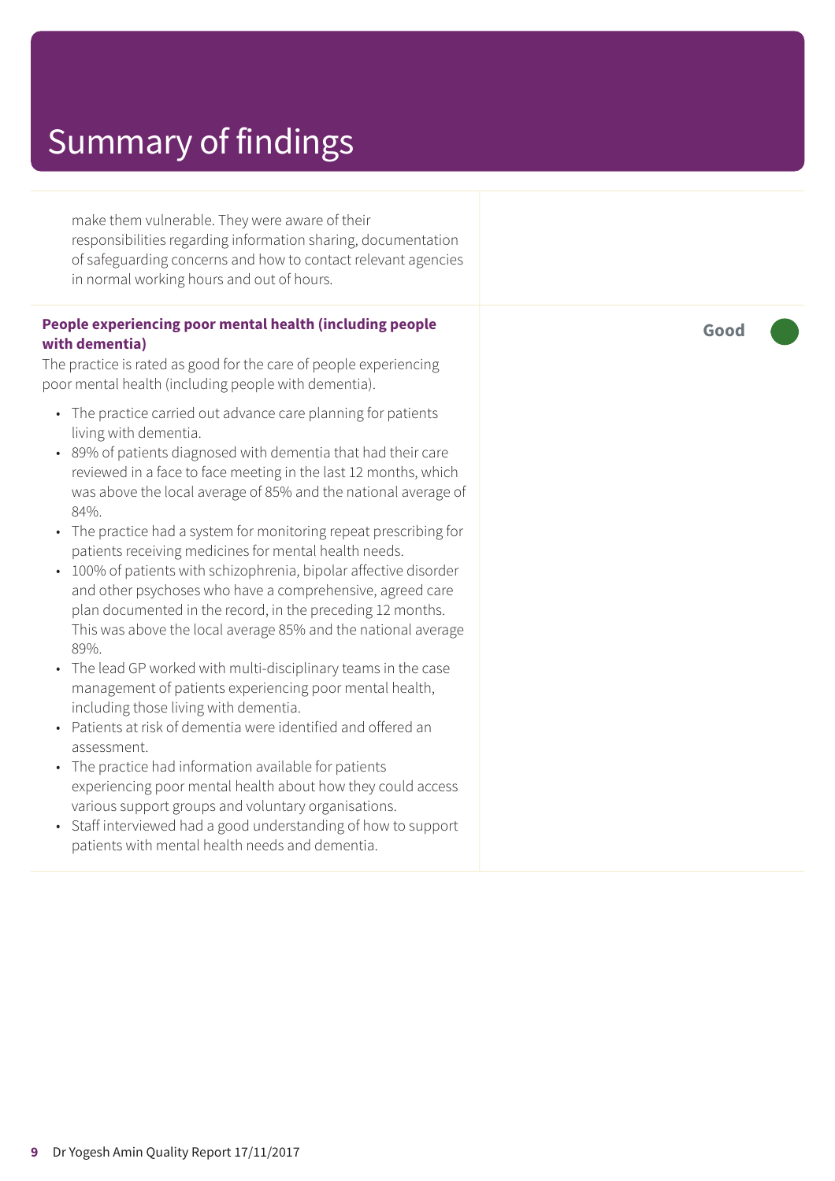# Summary of findings

make them vulnerable. They were aware of their responsibilities regarding information sharing, documentation of safeguarding concerns and how to contact relevant agencies in normal working hours and out of hours.

**People experiencing poor mental health (including people with dementia)**

**Good**

The practice is rated as good for the care of people experiencing poor mental health (including people with dementia).

- The practice carried out advance care planning for patients living with dementia.
- 89% of patients diagnosed with dementia that had their care reviewed in a face to face meeting in the last 12 months, which was above the local average of 85% and the national average of 84%.
- The practice had a system for monitoring repeat prescribing for patients receiving medicines for mental health needs.
- 100% of patients with schizophrenia, bipolar affective disorder and other psychoses who have a comprehensive, agreed care plan documented in the record, in the preceding 12 months. This was above the local average 85% and the national average 89%.
- The lead GP worked with multi-disciplinary teams in the case management of patients experiencing poor mental health, including those living with dementia.
- Patients at risk of dementia were identified and offered an assessment.
- The practice had information available for patients experiencing poor mental health about how they could access various support groups and voluntary organisations.
- Staff interviewed had a good understanding of how to support patients with mental health needs and dementia.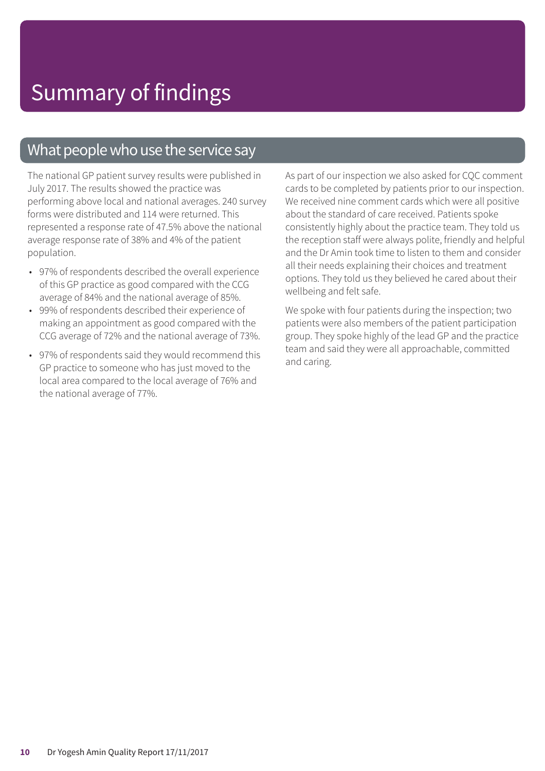# Summary of findings

## What people who use the service say

The national GP patient survey results were published in July 2017. The results showed the practice was performing above local and national averages. 240 survey forms were distributed and 114 were returned. This represented a response rate of 47.5% above the national average response rate of 38% and 4% of the patient population.

- 97% of respondents described the overall experience of this GP practice as good compared with the CCG average of 84% and the national average of 85%.
- 99% of respondents described their experience of making an appointment as good compared with the CCG average of 72% and the national average of 73%.
- 97% of respondents said they would recommend this GP practice to someone who has just moved to the local area compared to the local average of 76% and the national average of 77%.

As part of our inspection we also asked for CQC comment cards to be completed by patients prior to our inspection. We received nine comment cards which were all positive about the standard of care received. Patients spoke consistently highly about the practice team. They told us the reception staff were always polite, friendly and helpful and the Dr Amin took time to listen to them and consider all their needs explaining their choices and treatment options. They told us they believed he cared about their wellbeing and felt safe.

We spoke with four patients during the inspection; two patients were also members of the patient participation group. They spoke highly of the lead GP and the practice team and said they were all approachable, committed and caring.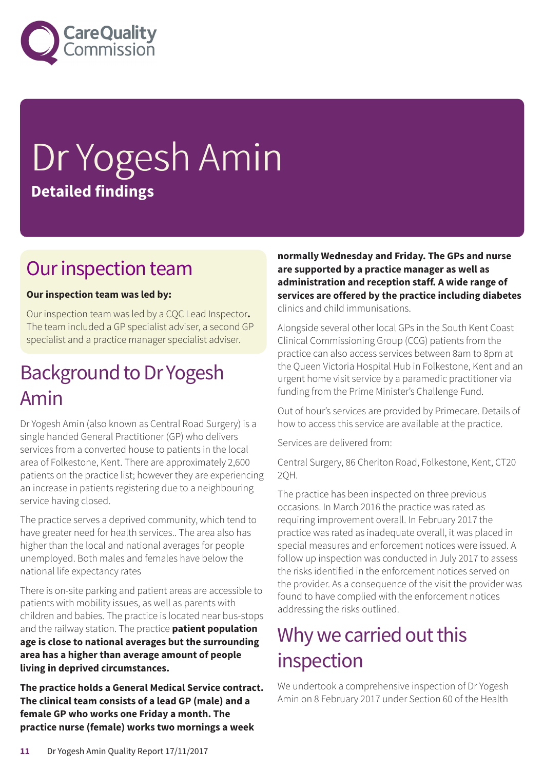# Dr Yogesh Amin

**Detailed findings**

## Our inspection team

**Our inspection team was led by:**

Our inspection team was led by a CQC Lead Inspector**.** The team included a GP specialist adviser, a second GP specialist and a practice manager specialist adviser.

## Background to Dr Yogesh Amin

Dr Yogesh Amin (also known as Central Road Surgery) is a single handed General Practitioner (GP) who delivers services from a converted house to patients in the local area of Folkestone, Kent. There are approximately 2,600 patients on the practice list; however they are experiencing an increase in patients registering due to a neighbouring service having closed.

The practice serves a deprived community, which tend to have greater need for health services.. The area also has higher than the local and national averages for people unemployed. Both males and females have below the national life expectancy rates

There is on-site parking and patient areas are accessible to patients with mobility issues, as well as parents with children and babies. The practice is located near bus-stops and the railway station. The practice **patient population age is close to national averages but the surrounding area has a higher than average amount of people living in deprived circumstances.**

**The practice holds a General Medical Service contract. The clinical team consists of a lead GP (male) and a female GP who works one Friday a month. The practice nurse (female) works two mornings a week normally Wednesday and Friday. The GPs and nurse are supported by a practice manager as well as administration and reception staff. A wide range of services are offered by the practice including diabetes** clinics and child immunisations.

Alongside several other local GPs in the South Kent Coast Clinical Commissioning Group (CCG) patients from the practice can also access services between 8am to 8pm at the Queen Victoria Hospital Hub in Folkestone, Kent and an urgent home visit service by a paramedic practitioner via funding from the Prime Minister's Challenge Fund.

Out of hour's services are provided by Primecare. Details of how to access this service are available at the practice.

Services are delivered from:

Central Surgery, 86 Cheriton Road, Folkestone, Kent, CT20 2QH.

The practice has been inspected on three previous occasions. In March 2016 the practice was rated as requiring improvement overall. In February 2017 the practice was rated as inadequate overall, it was placed in special measures and enforcement notices were issued. A follow up inspection was conducted in July 2017 to assess the risks identified in the enforcement notices served on the provider. As a consequence of the visit the provider was found to have complied with the enforcement notices addressing the risks outlined.

## Why we carried out this inspection

We undertook a comprehensive inspection of Dr Yogesh Amin on 8 February 2017 under Section 60 of the Health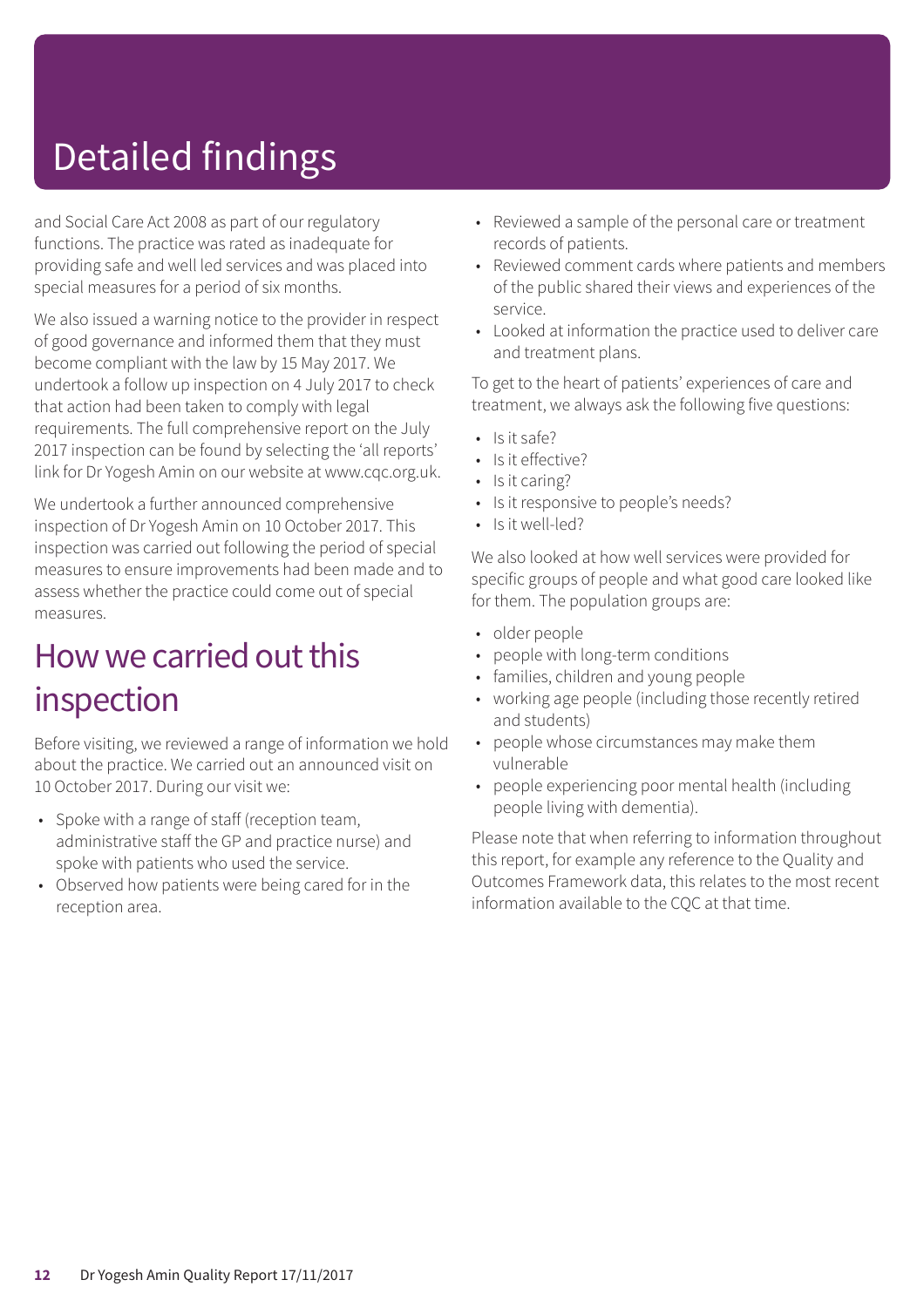# Detailed findings

and Social Care Act 2008 as part of our regulatory functions. The practice was rated as inadequate for providing safe and well led services and was placed into special measures for a period of six months.

We also issued a warning notice to the provider in respect of good governance and informed them that they must become compliant with the law by 15 May 2017. We undertook a follow up inspection on 4 July 2017 to check that action had been taken to comply with legal requirements. The full comprehensive report on the July 2017 inspection can be found by selecting the 'all reports' link for Dr Yogesh Amin on our website at www.cqc.org.uk.

We undertook a further announced comprehensive inspection of Dr Yogesh Amin on 10 October 2017. This inspection was carried out following the period of special measures to ensure improvements had been made and to assess whether the practice could come out of special measures.

## How we carried out this inspection

Before visiting, we reviewed a range of information we hold about the practice. We carried out an announced visit on 10 October 2017. During our visit we:

- Spoke with a range of staff (reception team, administrative staff the GP and practice nurse) and spoke with patients who used the service.
- Observed how patients were being cared for in the reception area.
- Reviewed a sample of the personal care or treatment records of patients.
- Reviewed comment cards where patients and members of the public shared their views and experiences of the service.
- Looked at information the practice used to deliver care and treatment plans.

To get to the heart of patients' experiences of care and treatment, we always ask the following five questions:

- Is it safe?
- Is it effective?
- Is it caring?
- Is it responsive to people's needs?
- Is it well-led?

We also looked at how well services were provided for specific groups of people and what good care looked like for them. The population groups are:

- older people
- people with long-term conditions
- families, children and young people
- working age people (including those recently retired and students)
- people whose circumstances may make them vulnerable
- people experiencing poor mental health (including people living with dementia).

Please note that when referring to information throughout this report, for example any reference to the Quality and Outcomes Framework data, this relates to the most recent information available to the CQC at that time.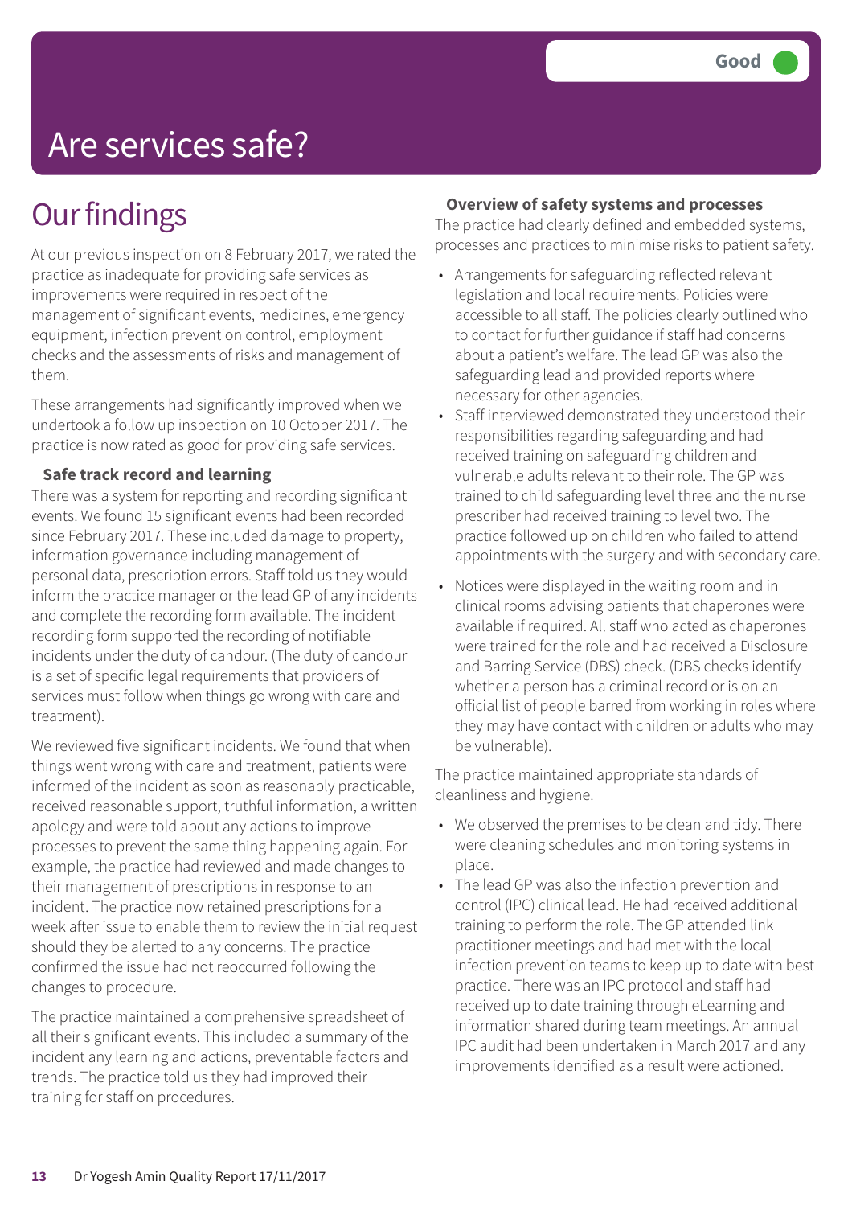# Are services safe?

**Good**

## Our findings

At our previous inspection on 8 February 2017, we rated the practice as inadequate for providing safe services as improvements were required in respect of the management of significant events, medicines, emergency equipment, infection prevention control, employment checks and the assessments of risks and management of them.

These arrangements had significantly improved when we undertook a follow up inspection on 10 October 2017. The practice is now rated as good for providing safe services.

### Safe track record and learning

There was a system for reporting and recording significant events. We found 15 significant events had been recorded since February 2017. These included damage to property, information governance including management of personal data, prescription errors. Staff told us they would inform the practice manager or the lead GP of any incidents and complete the recording form available. The incident recording form supported the recording of notifiable incidents under the duty of candour. (The duty of candour is a set of specific legal requirements that providers of services must follow when things go wrong with care and treatment).

We reviewed five significant incidents. We found that when things went wrong with care and treatment, patients were informed of the incident as soon as reasonably practicable, received reasonable support, truthful information, a written apology and were told about any actions to improve processes to prevent the same thing happening again. For example, the practice had reviewed and made changes to their management of prescriptions in response to an incident. The practice now retained prescriptions for a week after issue to enable them to review the initial request should they be alerted to any concerns. The practice confirmed the issue had not reoccurred following the changes to procedure.

The practice maintained a comprehensive spreadsheet of all their significant events. This included a summary of the incident any learning and actions, preventable factors and trends. The practice told us they had improved their training for staff on procedures.

### Overview of safety systems and processes

The practice had clearly defined and embedded systems, processes and practices to minimise risks to patient safety.

- Arrangements for safeguarding reflected relevant legislation and local requirements. Policies were accessible to all staff. The policies clearly outlined who to contact for further guidance if staff had concerns about a patient's welfare. The lead GP was also the safeguarding lead and provided reports where necessary for other agencies.
- Staff interviewed demonstrated they understood their responsibilities regarding safeguarding and had received training on safeguarding children and vulnerable adults relevant to their role. The GP was trained to child safeguarding level three and the nurse prescriber had received training to level two. The practice followed up on children who failed to attend appointments with the surgery and with secondary care.
- Notices were displayed in the waiting room and in clinical rooms advising patients that chaperones were available if required. All staff who acted as chaperones were trained for the role and had received a Disclosure and Barring Service (DBS) check. (DBS checks identify whether a person has a criminal record or is on an official list of people barred from working in roles where they may have contact with children or adults who may be vulnerable).

The practice maintained appropriate standards of cleanliness and hygiene.

- We observed the premises to be clean and tidy. There were cleaning schedules and monitoring systems in place.
- The lead GP was also the infection prevention and control (IPC) clinical lead. He had received additional training to perform the role. The GP attended link practitioner meetings and had met with the local infection prevention teams to keep up to date with best practice. There was an IPC protocol and staff had received up to date training through eLearning and information shared during team meetings. An annual IPC audit had been undertaken in March 2017 and any improvements identified as a result were actioned.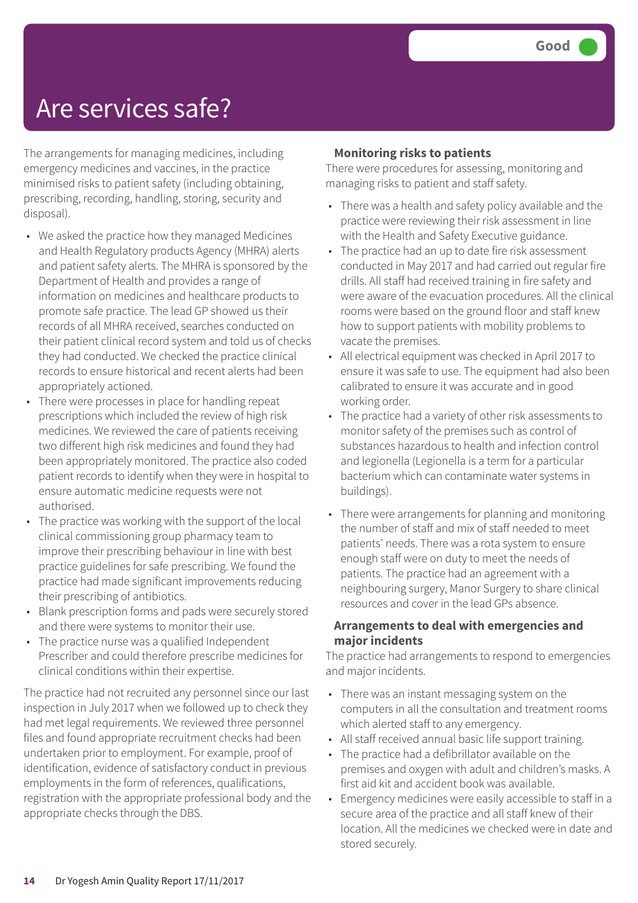# Are services safe?

**Good**

The arrangements for managing medicines, including emergency medicines and vaccines, in the practice minimised risks to patient safety (including obtaining, prescribing, recording, handling, storing, security and disposal).

- We asked the practice how they managed Medicines and Health Regulatory products Agency (MHRA) alerts and patient safety alerts. The MHRA is sponsored by the Department of Health and provides a range of information on medicines and healthcare products to promote safe practice. The lead GP showed us their records of all MHRA received, searches conducted on their patient clinical record system and told us of checks they had conducted. We checked the practice clinical records to ensure historical and recent alerts had been appropriately actioned.
- There were processes in place for handling repeat prescriptions which included the review of high risk medicines. We reviewed the care of patients receiving two different high risk medicines and found they had been appropriately monitored. The practice also coded patient records to identify when they were in hospital to ensure automatic medicine requests were not authorised.
- The practice was working with the support of the local clinical commissioning group pharmacy team to improve their prescribing behaviour in line with best practice guidelines for safe prescribing. We found the practice had made significant improvements reducing their prescribing of antibiotics.
- Blank prescription forms and pads were securely stored and there were systems to monitor their use.
- The practice nurse was a qualified Independent Prescriber and could therefore prescribe medicines for clinical conditions within their expertise.

The practice had not recruited any personnel since our last inspection in July 2017 when we followed up to check they had met legal requirements. We reviewed three personnel files and found appropriate recruitment checks had been undertaken prior to employment. For example, proof of identification, evidence of satisfactory conduct in previous employments in the form of references, qualifications, registration with the appropriate professional body and the appropriate checks through the DBS.

### Monitoring risks to patients

There were procedures for assessing, monitoring and managing risks to patient and staff safety.

- There was a health and safety policy available and the practice were reviewing their risk assessment in line with the Health and Safety Executive guidance.
- The practice had an up to date fire risk assessment conducted in May 2017 and had carried out regular fire drills. All staff had received training in fire safety and were aware of the evacuation procedures. All the clinical rooms were based on the ground floor and staff knew how to support patients with mobility problems to vacate the premises.
- All electrical equipment was checked in April 2017 to ensure it was safe to use. The equipment had also been calibrated to ensure it was accurate and in good working order.
- The practice had a variety of other risk assessments to monitor safety of the premises such as control of substances hazardous to health and infection control and legionella (Legionella is a term for a particular bacterium which can contaminate water systems in buildings).
- There were arrangements for planning and monitoring the number of staff and mix of staff needed to meet patients' needs. There was a rota system to ensure enough staff were on duty to meet the needs of patients. The practice had an agreement with a neighbouring surgery, Manor Surgery to share clinical resources and cover in the lead GPs absence.

### Arrangements to deal with emergencies and major incidents

The practice had arrangements to respond to emergencies and major incidents.

- There was an instant messaging system on the computers in all the consultation and treatment rooms which alerted staff to any emergency.
- All staff received annual basic life support training.
- The practice had a defibrillator available on the premises and oxygen with adult and children's masks. A first aid kit and accident book was available.
- Emergency medicines were easily accessible to staff in a secure area of the practice and all staff knew of their location. All the medicines we checked were in date and stored securely.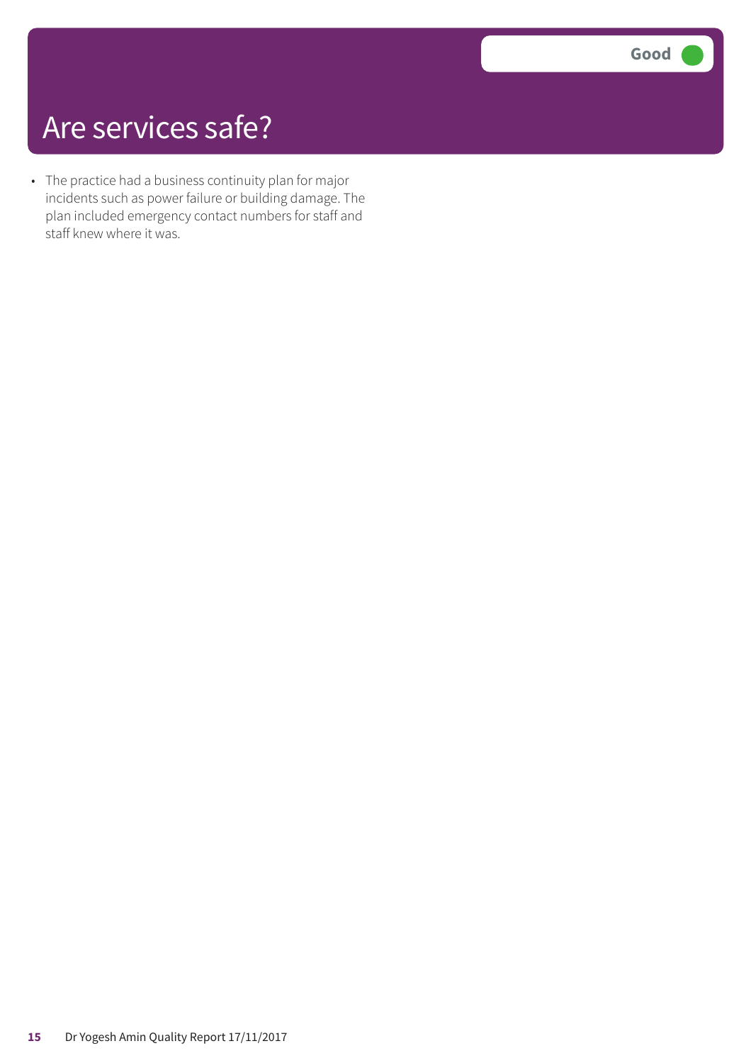# Are services safe?

**Good**

- The practice had a business continuity plan for major incidents such as power failure or building damage. The plan included emergency contact numbers for staff and staff knew where it was.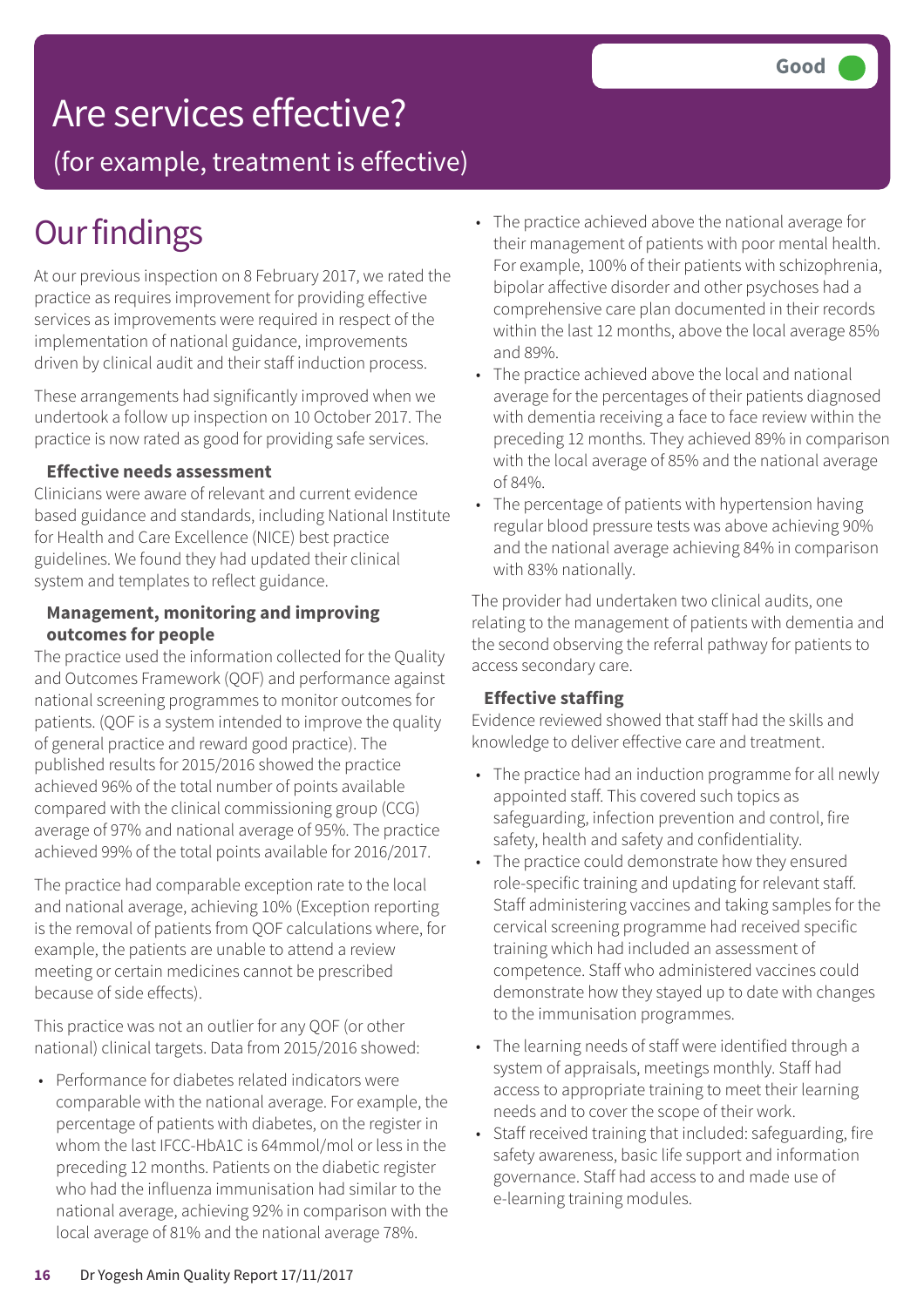# Are services effective?

(for example, treatment is effective)

Good

## Our findings

At our previous inspection on 8 February 2017, we rated the practice as requires improvement for providing effective services as improvements were required in respect of the implementation of national guidance, improvements driven by clinical audit and their staff induction process.

These arrangements had significantly improved when we undertook a follow up inspection on 10 October 2017. The practice is now rated as good for providing safe services.

### Effective needs assessment

Clinicians were aware of relevant and current evidence based guidance and standards, including National Institute for Health and Care Excellence (NICE) best practice guidelines. We found they had updated their clinical system and templates to reflect guidance.

### Management, monitoring and improving outcomes for people

The practice used the information collected for the Quality and Outcomes Framework (QOF) and performance against national screening programmes to monitor outcomes for patients. (QOF is a system intended to improve the quality of general practice and reward good practice). The published results for 2015/2016 showed the practice achieved 96% of the total number of points available compared with the clinical commissioning group (CCG) average of 97% and national average of 95%. The practice achieved 99% of the total points available for 2016/2017.

The practice had comparable exception rate to the local and national average, achieving 10% (Exception reporting is the removal of patients from QOF calculations where, for example, the patients are unable to attend a review meeting or certain medicines cannot be prescribed because of side effects).

This practice was not an outlier for any QOF (or other national) clinical targets. Data from 2015/2016 showed:

- Performance for diabetes related indicators were comparable with the national average. For example, the percentage of patients with diabetes, on the register in whom the last IFCC-HbA1C is 64mmol/mol or less in the preceding 12 months. Patients on the diabetic register who had the influenza immunisation had similar to the national average, achieving 92% in comparison with the local average of 81% and the national average 78%.
- The practice achieved above the national average for their management of patients with poor mental health. For example, 100% of their patients with schizophrenia, bipolar affective disorder and other psychoses had a comprehensive care plan documented in their records within the last 12 months, above the local average 85% and 89%.
- The practice achieved above the local and national average for the percentages of their patients diagnosed with dementia receiving a face to face review within the preceding 12 months. They achieved 89% in comparison with the local average of 85% and the national average of 84%.
- The percentage of patients with hypertension having regular blood pressure tests was above achieving 90% and the national average achieving 84% in comparison with 83% nationally.

The provider had undertaken two clinical audits, one relating to the management of patients with dementia and the second observing the referral pathway for patients to access secondary care.

### Effective staffing

Evidence reviewed showed that staff had the skills and knowledge to deliver effective care and treatment.

- The practice had an induction programme for all newly appointed staff. This covered such topics as safeguarding, infection prevention and control, fire safety, health and safety and confidentiality.
- The practice could demonstrate how they ensured role-specific training and updating for relevant staff. Staff administering vaccines and taking samples for the cervical screening programme had received specific training which had included an assessment of competence. Staff who administered vaccines could demonstrate how they stayed up to date with changes to the immunisation programmes.
- The learning needs of staff were identified through a system of appraisals, meetings monthly. Staff had access to appropriate training to meet their learning needs and to cover the scope of their work.
- Staff received training that included: safeguarding, fire safety awareness, basic life support and information governance. Staff had access to and made use of e-learning training modules.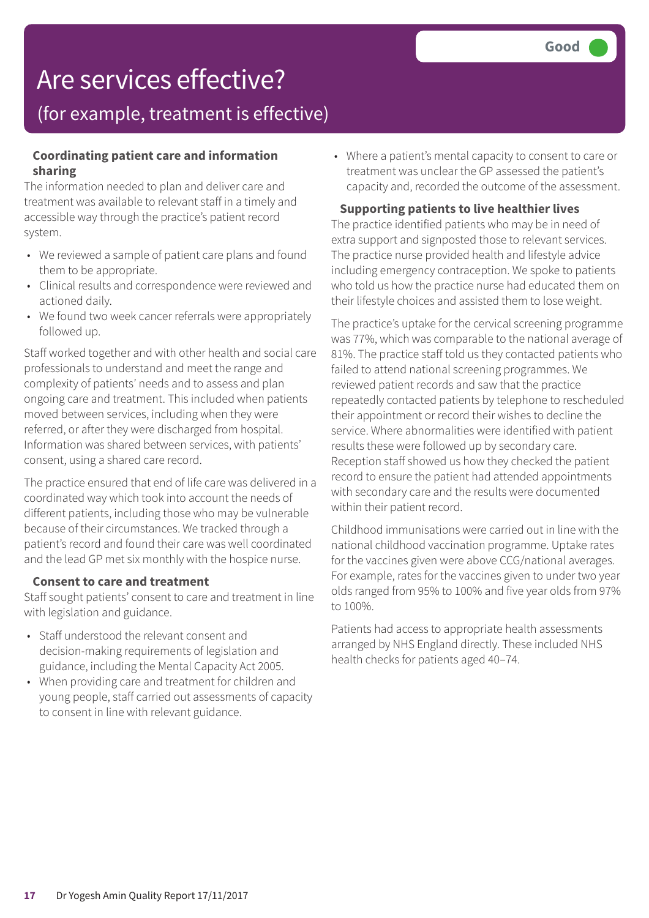# Are services effective?

## (for example, treatment is effective)

Good

### Coordinating patient care and information sharing

The information needed to plan and deliver care and treatment was available to relevant staff in a timely and accessible way through the practice's patient record system.

- We reviewed a sample of patient care plans and found them to be appropriate.
- Clinical results and correspondence were reviewed and actioned daily.
- We found two week cancer referrals were appropriately followed up.

Staff worked together and with other health and social care professionals to understand and meet the range and complexity of patients' needs and to assess and plan ongoing care and treatment. This included when patients moved between services, including when they were referred, or after they were discharged from hospital. Information was shared between services, with patients' consent, using a shared care record.

The practice ensured that end of life care was delivered in a coordinated way which took into account the needs of different patients, including those who may be vulnerable because of their circumstances. We tracked through a patient's record and found their care was well coordinated and the lead GP met six monthly with the hospice nurse.

### Consent to care and treatment

Staff sought patients' consent to care and treatment in line with legislation and guidance.

- Staff understood the relevant consent and decision-making requirements of legislation and guidance, including the Mental Capacity Act 2005.
- When providing care and treatment for children and young people, staff carried out assessments of capacity to consent in line with relevant guidance.
- Where a patient's mental capacity to consent to care or treatment was unclear the GP assessed the patient's capacity and, recorded the outcome of the assessment.

### Supporting patients to live healthier lives

The practice identified patients who may be in need of extra support and signposted those to relevant services. The practice nurse provided health and lifestyle advice including emergency contraception. We spoke to patients who told us how the practice nurse had educated them on their lifestyle choices and assisted them to lose weight.

The practice's uptake for the cervical screening programme was 77%, which was comparable to the national average of 81%. The practice staff told us they contacted patients who failed to attend national screening programmes. We reviewed patient records and saw that the practice repeatedly contacted patients by telephone to rescheduled their appointment or record their wishes to decline the service. Where abnormalities were identified with patient results these were followed up by secondary care. Reception staff showed us how they checked the patient record to ensure the patient had attended appointments with secondary care and the results were documented within their patient record.

Childhood immunisations were carried out in line with the national childhood vaccination programme. Uptake rates for the vaccines given were above CCG/national averages. For example, rates for the vaccines given to under two year olds ranged from 95% to 100% and five year olds from 97% to 100%.

Patients had access to appropriate health assessments arranged by NHS England directly. These included NHS health checks for patients aged 40–74.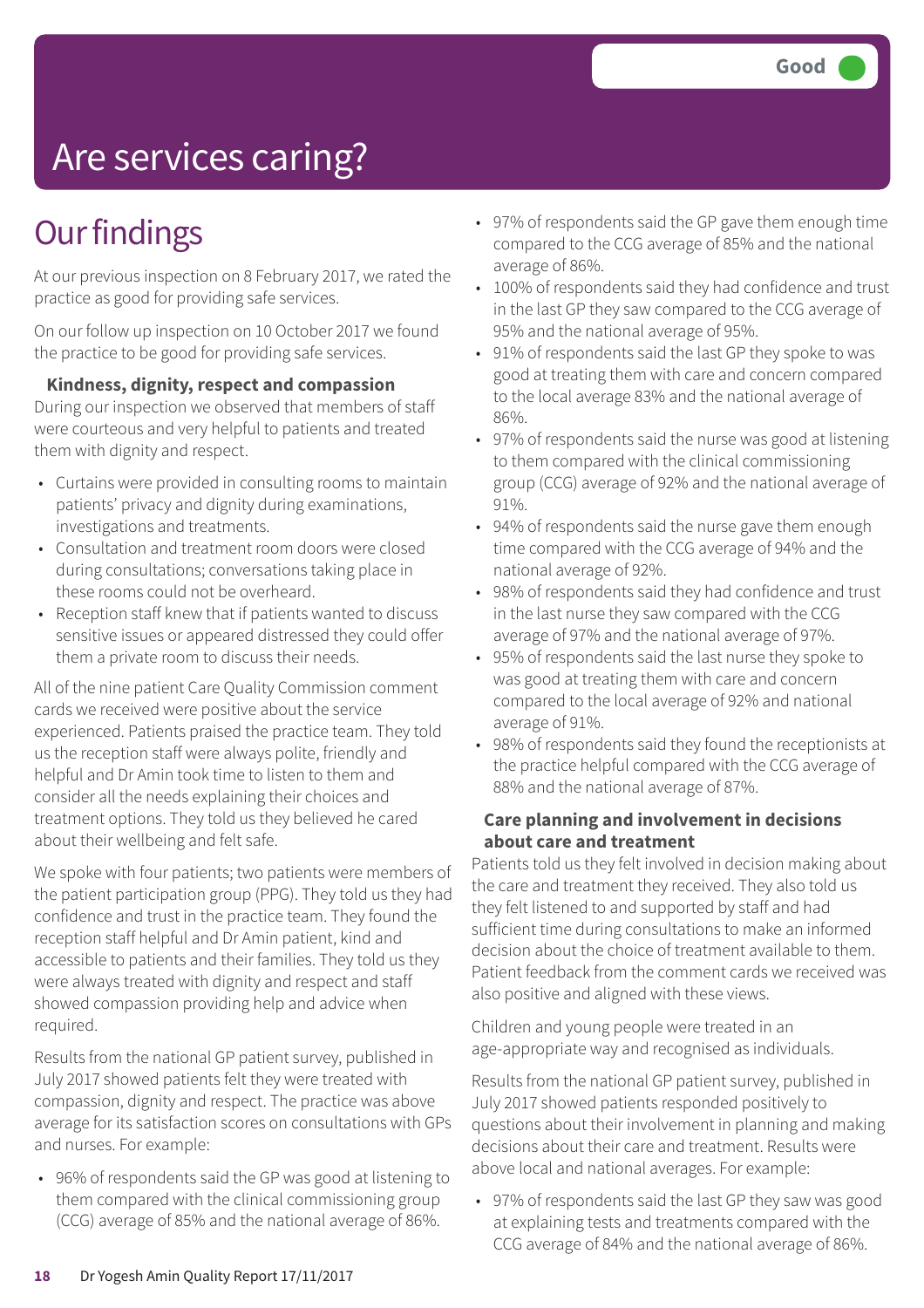Good

# Are services caring?

## Our findings

At our previous inspection on 8 February 2017, we rated the practice as good for providing safe services.

On our follow up inspection on 10 October 2017 we found the practice to be good for providing safe services.

**Kindness, dignity, respect and compassion**

During our inspection we observed that members of staff were courteous and very helpful to patients and treated them with dignity and respect.

- Curtains were provided in consulting rooms to maintain patients' privacy and dignity during examinations, investigations and treatments.
- Consultation and treatment room doors were closed during consultations; conversations taking place in these rooms could not be overheard.
- Reception staff knew that if patients wanted to discuss sensitive issues or appeared distressed they could offer them a private room to discuss their needs.

All of the nine patient Care Quality Commission comment cards we received were positive about the service experienced. Patients praised the practice team. They told us the reception staff were always polite, friendly and helpful and Dr Amin took time to listen to them and consider all the needs explaining their choices and treatment options. They told us they believed he cared about their wellbeing and felt safe.

We spoke with four patients; two patients were members of the patient participation group (PPG). They told us they had confidence and trust in the practice team. They found the reception staff helpful and Dr Amin patient, kind and accessible to patients and their families. They told us they were always treated with dignity and respect and staff showed compassion providing help and advice when required.

Results from the national GP patient survey, published in July 2017 showed patients felt they were treated with compassion, dignity and respect. The practice was above average for its satisfaction scores on consultations with GPs and nurses. For example:

- 96% of respondents said the GP was good at listening to them compared with the clinical commissioning group (CCG) average of 85% and the national average of 86%.
- 97% of respondents said the GP gave them enough time compared to the CCG average of 85% and the national average of 86%.
- 100% of respondents said they had confidence and trust in the last GP they saw compared to the CCG average of 95% and the national average of 95%.
- 91% of respondents said the last GP they spoke to was good at treating them with care and concern compared to the local average 83% and the national average of 86%.
- 97% of respondents said the nurse was good at listening to them compared with the clinical commissioning group (CCG) average of 92% and the national average of 91%.
- 94% of respondents said the nurse gave them enough time compared with the CCG average of 94% and the national average of 92%.
- 98% of respondents said they had confidence and trust in the last nurse they saw compared with the CCG average of 97% and the national average of 97%.
- 95% of respondents said the last nurse they spoke to was good at treating them with care and concern compared to the local average of 92% and national average of 91%.
- 98% of respondents said they found the receptionists at the practice helpful compared with the CCG average of 88% and the national average of 87%.

**Care planning and involvement in decisions about care and treatment**

Patients told us they felt involved in decision making about the care and treatment they received. They also told us they felt listened to and supported by staff and had sufficient time during consultations to make an informed decision about the choice of treatment available to them. Patient feedback from the comment cards we received was also positive and aligned with these views.

Children and young people were treated in an age-appropriate way and recognised as individuals.

Results from the national GP patient survey, published in July 2017 showed patients responded positively to questions about their involvement in planning and making decisions about their care and treatment. Results were above local and national averages. For example:

- 97% of respondents said the last GP they saw was good at explaining tests and treatments compared with the CCG average of 84% and the national average of 86%.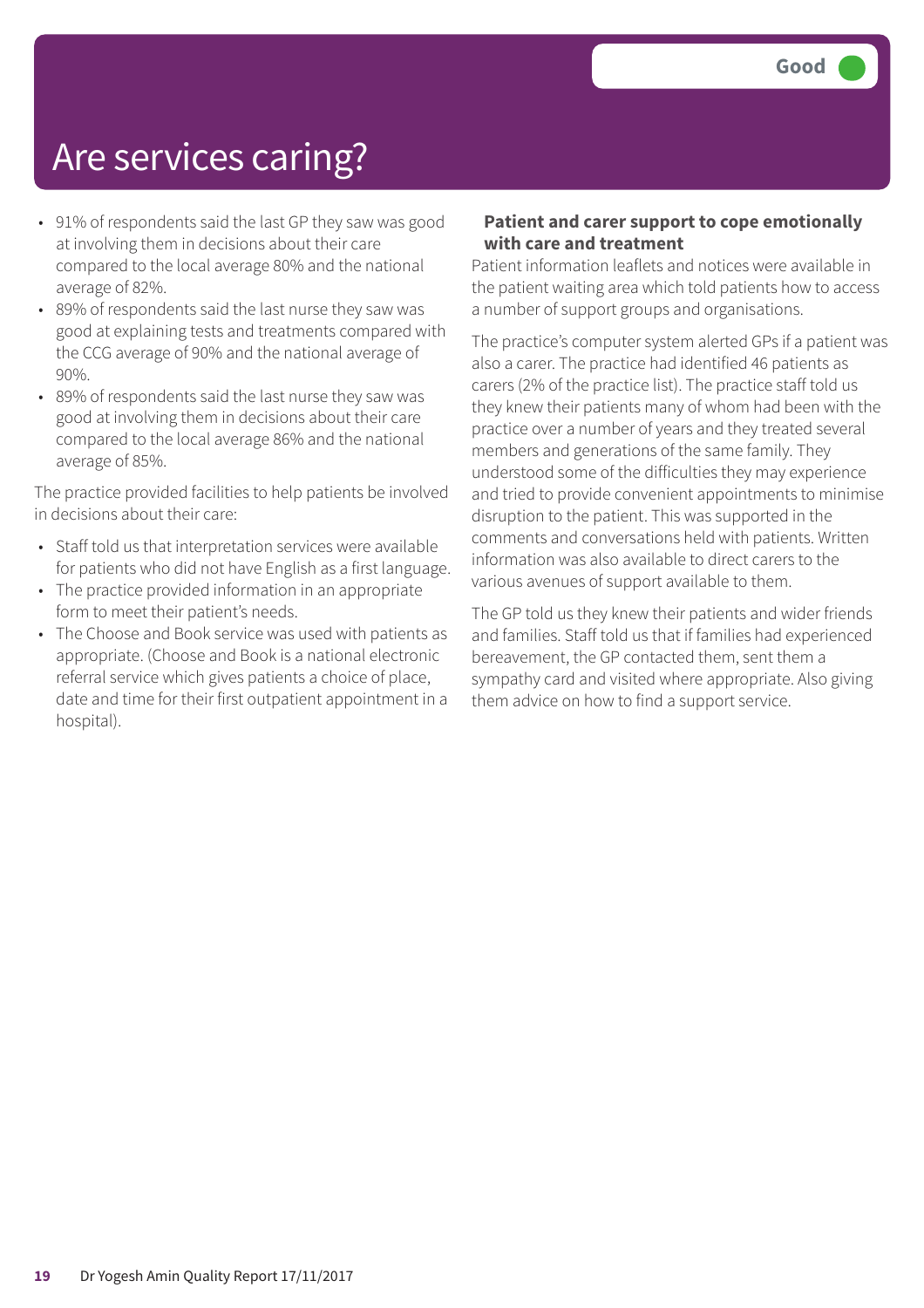# Are services caring?

**Good**

- 91% of respondents said the last GP they saw was good at involving them in decisions about their care compared to the local average 80% and the national average of 82%.
- 89% of respondents said the last nurse they saw was good at explaining tests and treatments compared with the CCG average of 90% and the national average of 90%.
- 89% of respondents said the last nurse they saw was good at involving them in decisions about their care compared to the local average 86% and the national average of 85%.

The practice provided facilities to help patients be involved in decisions about their care:

- Staff told us that interpretation services were available for patients who did not have English as a first language.
- The practice provided information in an appropriate form to meet their patient's needs.
- The Choose and Book service was used with patients as appropriate. (Choose and Book is a national electronic referral service which gives patients a choice of place, date and time for their first outpatient appointment in a hospital).

### Patient and carer support to cope emotionally with care and treatment

Patient information leaflets and notices were available in the patient waiting area which told patients how to access a number of support groups and organisations.

The practice's computer system alerted GPs if a patient was also a carer. The practice had identified 46 patients as carers (2% of the practice list). The practice staff told us they knew their patients many of whom had been with the practice over a number of years and they treated several members and generations of the same family. They understood some of the difficulties they may experience and tried to provide convenient appointments to minimise disruption to the patient. This was supported in the comments and conversations held with patients. Written information was also available to direct carers to the various avenues of support available to them.

The GP told us they knew their patients and wider friends and families. Staff told us that if families had experienced bereavement, the GP contacted them, sent them a sympathy card and visited where appropriate. Also giving them advice on how to find a support service.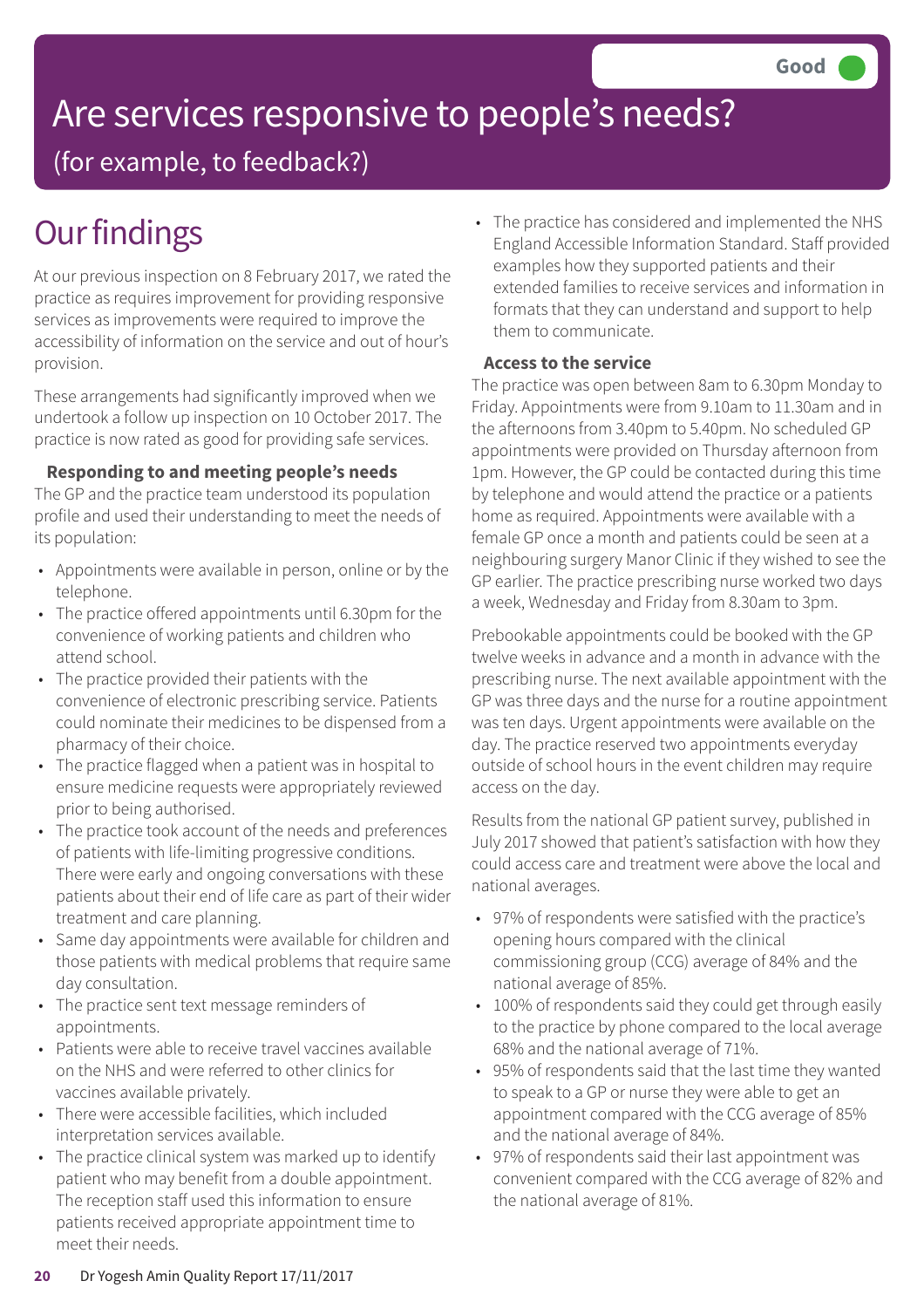Good

# Are services responsive to people's needs?

(for example, to feedback?)

## Our findings

At our previous inspection on 8 February 2017, we rated the practice as requires improvement for providing responsive services as improvements were required to improve the accessibility of information on the service and out of hour's provision.

These arrangements had significantly improved when we undertook a follow up inspection on 10 October 2017. The practice is now rated as good for providing safe services.

### Responding to and meeting people's needs

The GP and the practice team understood its population profile and used their understanding to meet the needs of its population:

- Appointments were available in person, online or by the telephone.
- The practice offered appointments until 6.30pm for the convenience of working patients and children who attend school.
- The practice provided their patients with the convenience of electronic prescribing service. Patients could nominate their medicines to be dispensed from a pharmacy of their choice.
- The practice flagged when a patient was in hospital to ensure medicine requests were appropriately reviewed prior to being authorised.
- The practice took account of the needs and preferences of patients with life-limiting progressive conditions. There were early and ongoing conversations with these patients about their end of life care as part of their wider treatment and care planning.
- Same day appointments were available for children and those patients with medical problems that require same day consultation.
- The practice sent text message reminders of appointments.
- Patients were able to receive travel vaccines available on the NHS and were referred to other clinics for vaccines available privately.
- There were accessible facilities, which included interpretation services available.
- The practice clinical system was marked up to identify patient who may benefit from a double appointment. The reception staff used this information to ensure patients received appropriate appointment time to meet their needs.
- The practice has considered and implemented the NHS England Accessible Information Standard. Staff provided examples how they supported patients and their extended families to receive services and information in formats that they can understand and support to help them to communicate.

### Access to the service

The practice was open between 8am to 6.30pm Monday to Friday. Appointments were from 9.10am to 11.30am and in the afternoons from 3.40pm to 5.40pm. No scheduled GP appointments were provided on Thursday afternoon from 1pm. However, the GP could be contacted during this time by telephone and would attend the practice or a patients home as required. Appointments were available with a female GP once a month and patients could be seen at a neighbouring surgery Manor Clinic if they wished to see the GP earlier. The practice prescribing nurse worked two days a week, Wednesday and Friday from 8.30am to 3pm.

Prebookable appointments could be booked with the GP twelve weeks in advance and a month in advance with the prescribing nurse. The next available appointment with the GP was three days and the nurse for a routine appointment was ten days. Urgent appointments were available on the day. The practice reserved two appointments everyday outside of school hours in the event children may require access on the day.

Results from the national GP patient survey, published in July 2017 showed that patient's satisfaction with how they could access care and treatment were above the local and national averages.

- 97% of respondents were satisfied with the practice's opening hours compared with the clinical commissioning group (CCG) average of 84% and the national average of 85%.
- 100% of respondents said they could get through easily to the practice by phone compared to the local average 68% and the national average of 71%.
- 95% of respondents said that the last time they wanted to speak to a GP or nurse they were able to get an appointment compared with the CCG average of 85% and the national average of 84%.
- 97% of respondents said their last appointment was convenient compared with the CCG average of 82% and the national average of 81%.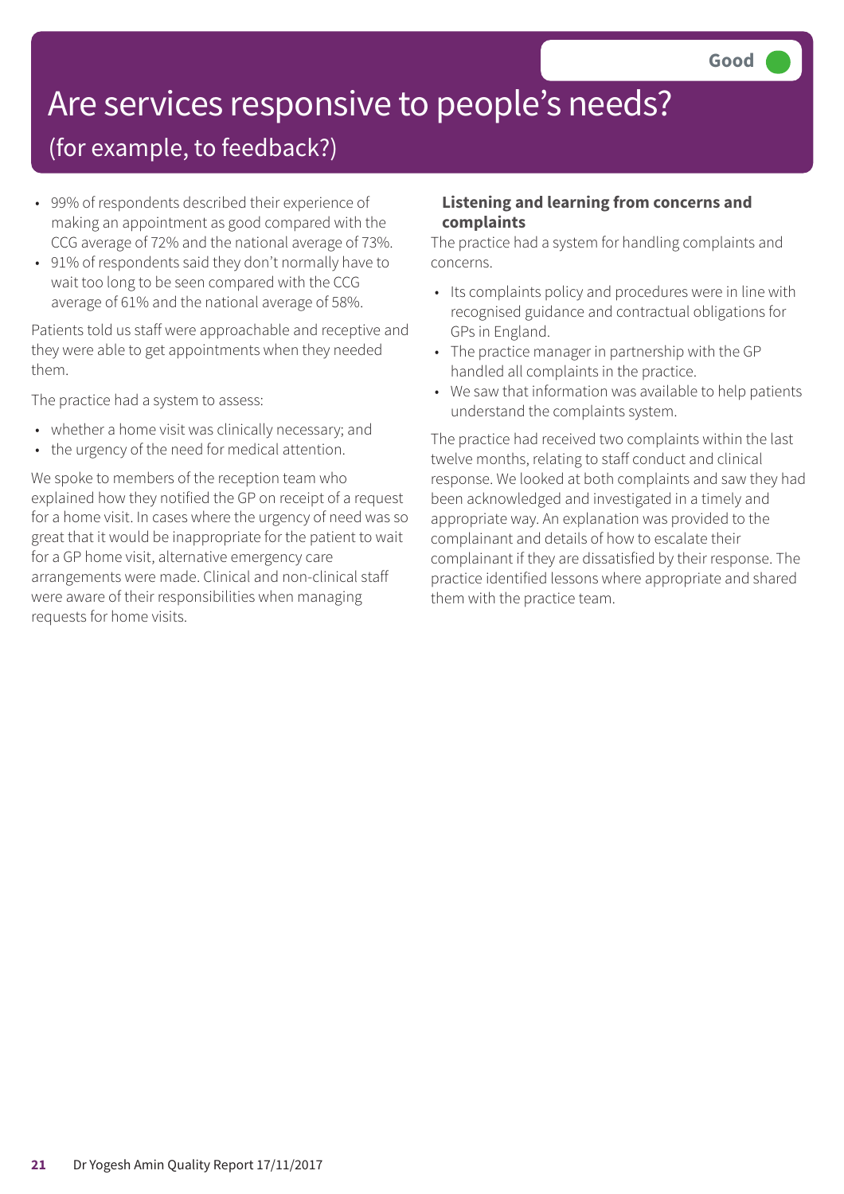Good

# Are services responsive to people's needs?

## (for example, to feedback?)

- 99% of respondents described their experience of making an appointment as good compared with the CCG average of 72% and the national average of 73%.
- 91% of respondents said they don't normally have to wait too long to be seen compared with the CCG average of 61% and the national average of 58%.

Patients told us staff were approachable and receptive and they were able to get appointments when they needed them.

The practice had a system to assess:

- whether a home visit was clinically necessary; and
- the urgency of the need for medical attention.

We spoke to members of the reception team who explained how they notified the GP on receipt of a request for a home visit. In cases where the urgency of need was so great that it would be inappropriate for the patient to wait for a GP home visit, alternative emergency care arrangements were made. Clinical and non-clinical staff were aware of their responsibilities when managing requests for home visits.

**Listening and learning from concerns and complaints**

The practice had a system for handling complaints and concerns.

- Its complaints policy and procedures were in line with recognised guidance and contractual obligations for GPs in England.
- The practice manager in partnership with the GP handled all complaints in the practice.
- We saw that information was available to help patients understand the complaints system.

The practice had received two complaints within the last twelve months, relating to staff conduct and clinical response. We looked at both complaints and saw they had been acknowledged and investigated in a timely and appropriate way. An explanation was provided to the complainant and details of how to escalate their complainant if they are dissatisfied by their response. The practice identified lessons where appropriate and shared them with the practice team.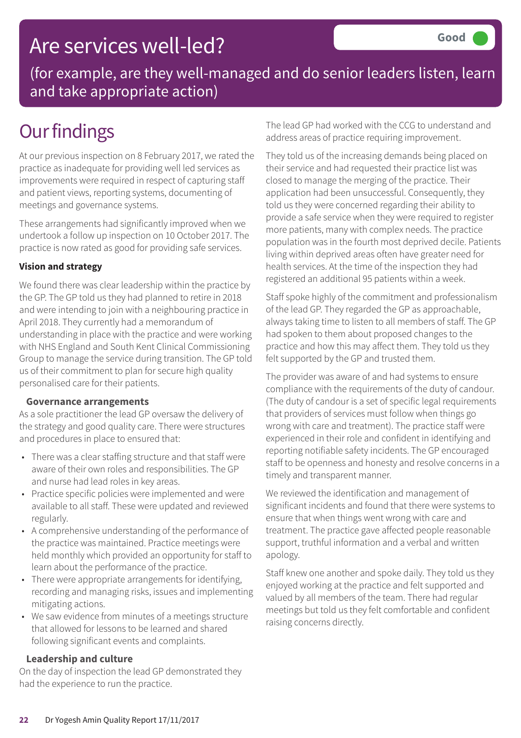# Are services well-led?

**Good**

(for example, are they well-managed and do senior leaders listen, learn and take appropriate action)

# Our findings

At our previous inspection on 8 February 2017, we rated the practice as inadequate for providing well led services as improvements were required in respect of capturing staff and patient views, reporting systems, documenting of meetings and governance systems.

These arrangements had significantly improved when we undertook a follow up inspection on 10 October 2017. The practice is now rated as good for providing safe services.

**Vision and strategy**

We found there was clear leadership within the practice by the GP. The GP told us they had planned to retire in 2018 and were intending to join with a neighbouring practice in April 2018. They currently had a memorandum of understanding in place with the practice and were working with NHS England and South Kent Clinical Commissioning Group to manage the service during transition. The GP told us of their commitment to plan for secure high quality personalised care for their patients.

**Governance arrangements**

As a sole practitioner the lead GP oversaw the delivery of the strategy and good quality care. There were structures and procedures in place to ensured that:

- There was a clear staffing structure and that staff were aware of their own roles and responsibilities. The GP and nurse had lead roles in key areas.
- Practice specific policies were implemented and were available to all staff. These were updated and reviewed regularly.
- A comprehensive understanding of the performance of the practice was maintained. Practice meetings were held monthly which provided an opportunity for staff to learn about the performance of the practice.
- There were appropriate arrangements for identifying, recording and managing risks, issues and implementing mitigating actions.
- We saw evidence from minutes of a meetings structure that allowed for lessons to be learned and shared following significant events and complaints.

**Leadership and culture**

On the day of inspection the lead GP demonstrated they had the experience to run the practice.

The lead GP had worked with the CCG to understand and address areas of practice requiring improvement.

They told us of the increasing demands being placed on their service and had requested their practice list was closed to manage the merging of the practice. Their application had been unsuccessful. Consequently, they told us they were concerned regarding their ability to provide a safe service when they were required to register more patients, many with complex needs. The practice population was in the fourth most deprived decile. Patients living within deprived areas often have greater need for health services. At the time of the inspection they had registered an additional 95 patients within a week.

Staff spoke highly of the commitment and professionalism of the lead GP. They regarded the GP as approachable, always taking time to listen to all members of staff. The GP had spoken to them about proposed changes to the practice and how this may affect them. They told us they felt supported by the GP and trusted them.

The provider was aware of and had systems to ensure compliance with the requirements of the duty of candour. (The duty of candour is a set of specific legal requirements that providers of services must follow when things go wrong with care and treatment). The practice staff were experienced in their role and confident in identifying and reporting notifiable safety incidents. The GP encouraged staff to be openness and honesty and resolve concerns in a timely and transparent manner.

We reviewed the identification and management of significant incidents and found that there were systems to ensure that when things went wrong with care and treatment. The practice gave affected people reasonable support, truthful information and a verbal and written apology.

Staff knew one another and spoke daily. They told us they enjoyed working at the practice and felt supported and valued by all members of the team. There had regular meetings but told us they felt comfortable and confident raising concerns directly.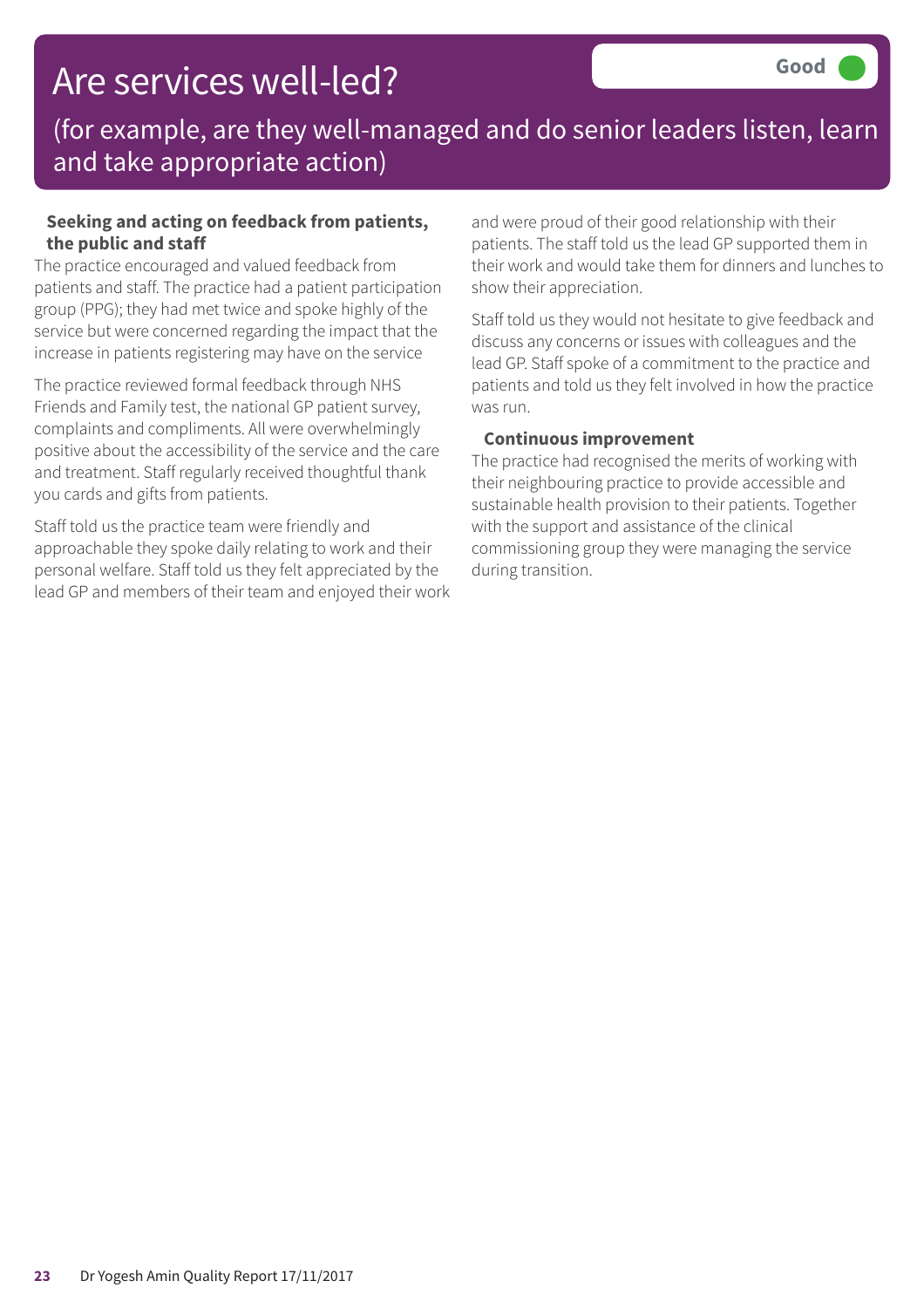# Are services well-led?

**Good**

(for example, are they well-managed and do senior leaders listen, learn and take appropriate action)

**Seeking and acting on feedback from patients, the public and staff**

The practice encouraged and valued feedback from patients and staff. The practice had a patient participation group (PPG); they had met twice and spoke highly of the service but were concerned regarding the impact that the increase in patients registering may have on the service

The practice reviewed formal feedback through NHS Friends and Family test, the national GP patient survey, complaints and compliments. All were overwhelmingly positive about the accessibility of the service and the care and treatment. Staff regularly received thoughtful thank you cards and gifts from patients.

Staff told us the practice team were friendly and approachable they spoke daily relating to work and their personal welfare. Staff told us they felt appreciated by the lead GP and members of their team and enjoyed their work and were proud of their good relationship with their patients. The staff told us the lead GP supported them in their work and would take them for dinners and lunches to show their appreciation.

Staff told us they would not hesitate to give feedback and discuss any concerns or issues with colleagues and the lead GP. Staff spoke of a commitment to the practice and patients and told us they felt involved in how the practice was run.

**Continuous improvement**

The practice had recognised the merits of working with their neighbouring practice to provide accessible and sustainable health provision to their patients. Together with the support and assistance of the clinical commissioning group they were managing the service during transition.